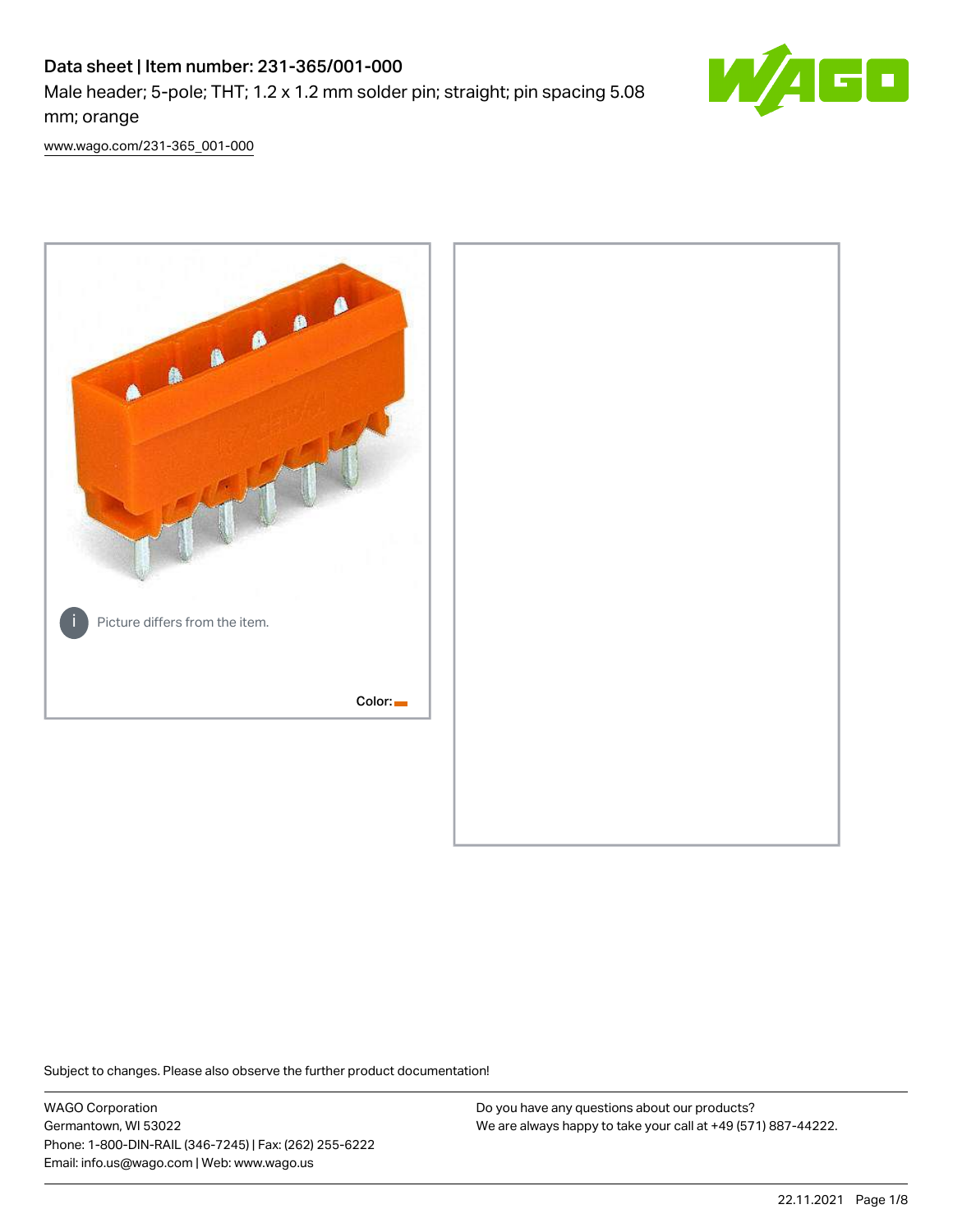# Data sheet | Item number: 231-365/001-000

Male header; 5-pole; THT; 1.2 x 1.2 mm solder pin; straight; pin spacing 5.08 mm; orange

www.wago.com/231-365_001-000

Picture differs from the item.

Color:

Subject to changes. Please also observe the further product documentation!

WAGO Corporation
Germantown, WI 53022
Phone: 1-800-DIN-RAIL (346-7245) | Fax: (262) 255-6222
Email: info.us@wago.com | Web: www.wago.us

Do you have any questions about our products?
We are always happy to take your call at +49 (571) 887-44222.

22.11.2021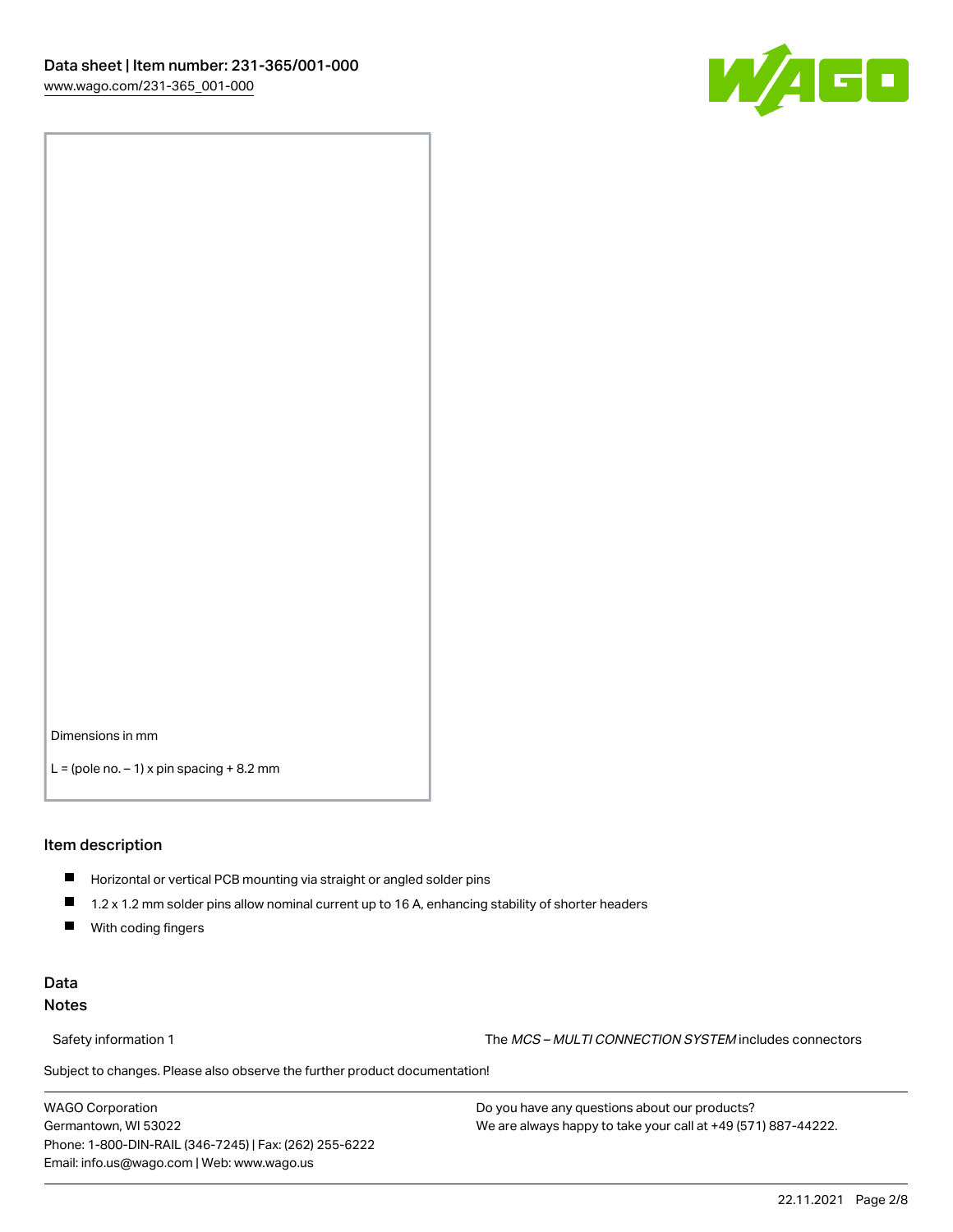Dimensions in mm

L = (pole no. – 1) x pin spacing + 8.2 mm

## Item description

- Horizontal or vertical PCB mounting via straight or angled solder pins
- 1.2 x 1.2 mm solder pins allow nominal current up to 16 A, enhancing stability of shorter headers
- With coding fingers

## Data

### Notes

| Safety information 1 | The *MCS – MULTI CONNECTION SYSTEM* includes connectors |
|---|---|

Subject to changes. Please also observe the further product documentation!

WAGO Corporation
Germantown, WI 53022
Phone: 1-800-DIN-RAIL (346-7245) | Fax: (262) 255-6222
Email: info.us@wago.com | Web: www.wago.us

Do you have any questions about our products?
We are always happy to take your call at +49 (571) 887-44222.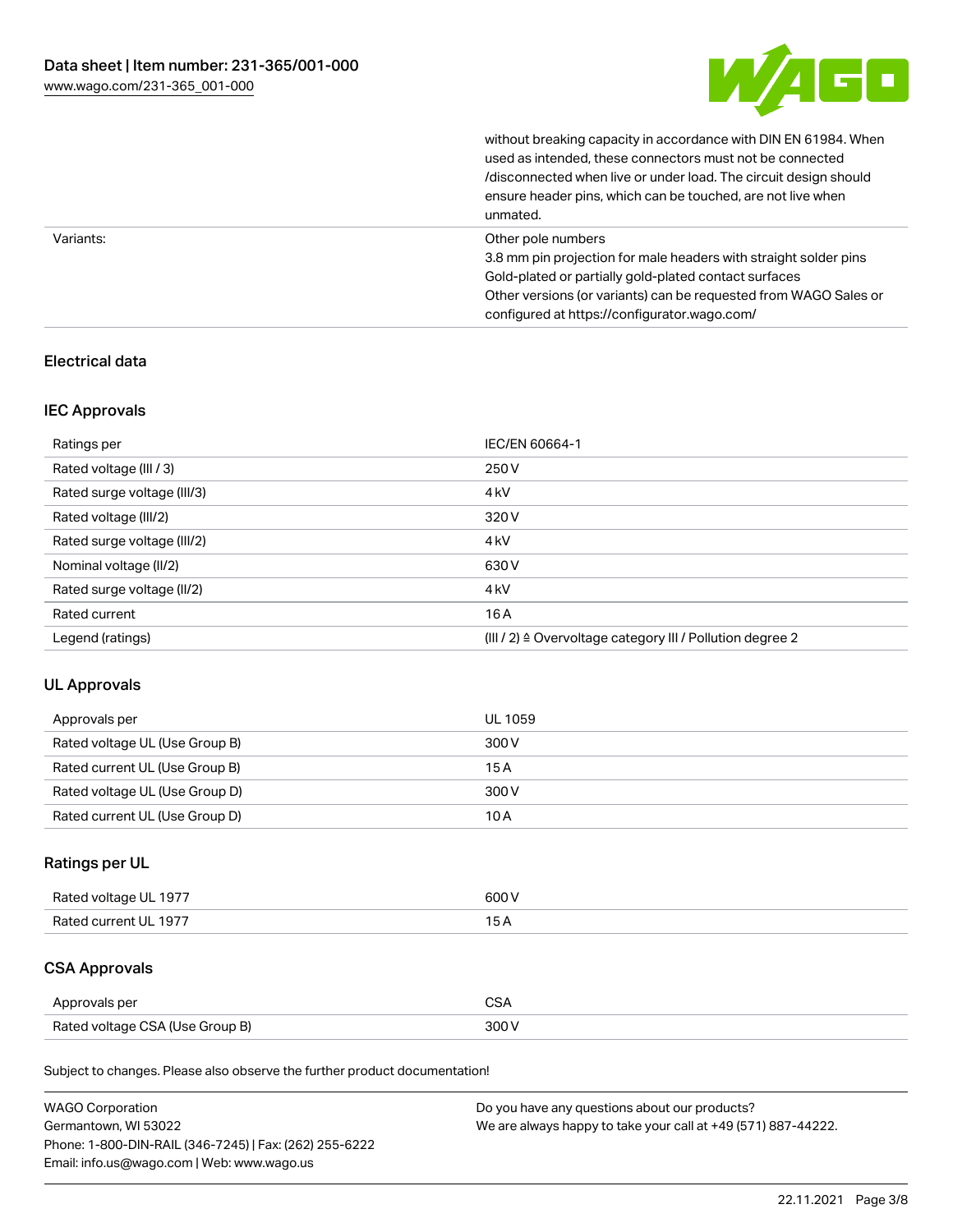| | |
|---|---|
| | without breaking capacity in accordance with DIN EN 61984. When used as intended, these connectors must not be connected /disconnected when live or under load. The circuit design should ensure header pins, which can be touched, are not live when unmated. |
| Variants: | Other pole numbers<br>3.8 mm pin projection for male headers with straight solder pins<br>Gold-plated or partially gold-plated contact surfaces<br>Other versions (or variants) can be requested from WAGO Sales or configured at https://configurator.wago.com/ |

## Electrical data

### IEC Approvals

| | |
|---|---|
| Ratings per | IEC/EN 60664-1 |
| Rated voltage (III / 3) | 250 V |
| Rated surge voltage (III/3) | 4 kV |
| Rated voltage (III/2) | 320 V |
| Rated surge voltage (III/2) | 4 kV |
| Nominal voltage (II/2) | 630 V |
| Rated surge voltage (II/2) | 4 kV |
| Rated current | 16 A |
| Legend (ratings) | (III / 2) ≙ Overvoltage category III / Pollution degree 2 |

### UL Approvals

| | |
|---|---|
| Approvals per | UL 1059 |
| Rated voltage UL (Use Group B) | 300 V |
| Rated current UL (Use Group B) | 15 A |
| Rated voltage UL (Use Group D) | 300 V |
| Rated current UL (Use Group D) | 10 A |

### Ratings per UL

| | |
|---|---|
| Rated voltage UL 1977 | 600 V |
| Rated current UL 1977 | 15 A |

### CSA Approvals

| | |
|---|---|
| Approvals per | CSA |
| Rated voltage CSA (Use Group B) | 300 V |

Subject to changes. Please also observe the further product documentation!

WAGO Corporation
Germantown, WI 53022
Phone: 1-800-DIN-RAIL (346-7245) | Fax: (262) 255-6222
Email: info.us@wago.com | Web: www.wago.us

Do you have any questions about our products?
We are always happy to take your call at +49 (571) 887-44222.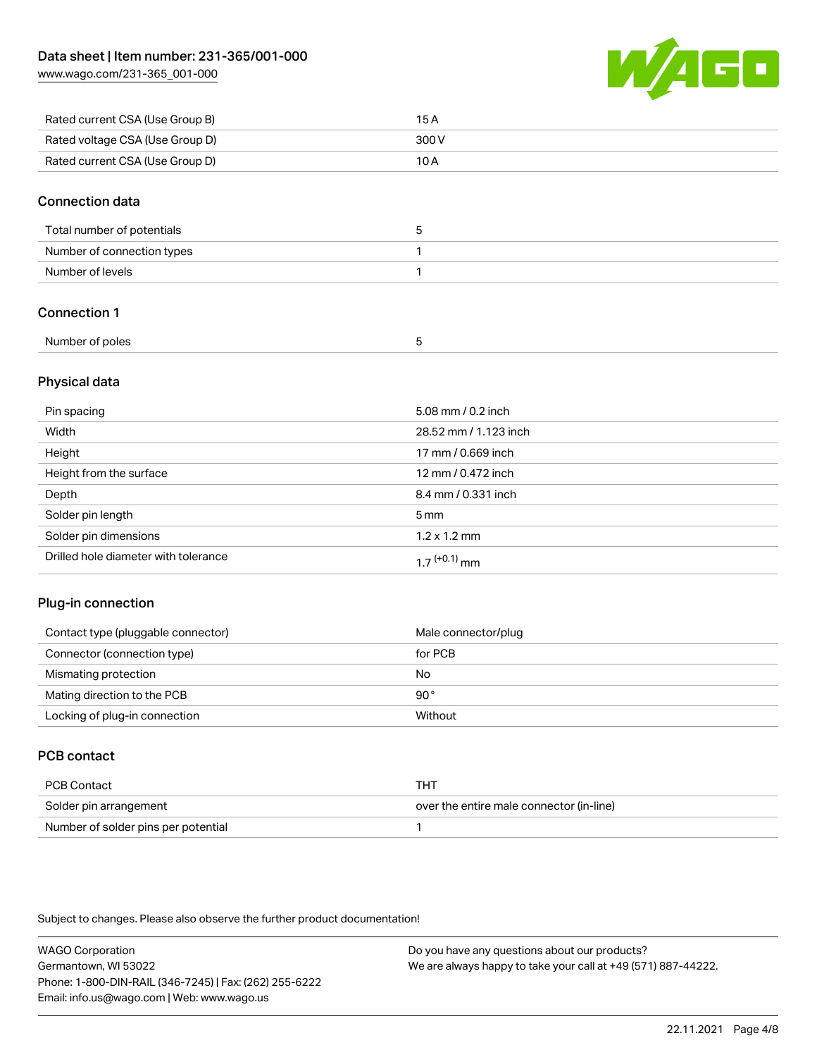| | |
|---|---|
| Rated current CSA (Use Group B) | 15 A |
| Rated voltage CSA (Use Group D) | 300 V |
| Rated current CSA (Use Group D) | 10 A |

## Connection data

| | |
|---|---|
| Total number of potentials | 5 |
| Number of connection types | 1 |
| Number of levels | 1 |

## Connection 1

| | |
|---|---|
| Number of poles | 5 |

## Physical data

| | |
|---|---|
| Pin spacing | 5.08 mm / 0.2 inch |
| Width | 28.52 mm / 1.123 inch |
| Height | 17 mm / 0.669 inch |
| Height from the surface | 12 mm / 0.472 inch |
| Depth | 8.4 mm / 0.331 inch |
| Solder pin length | 5 mm |
| Solder pin dimensions | 1.2 x 1.2 mm |
| Drilled hole diameter with tolerance | $1.7^{(+0.1)}$ mm |

## Plug-in connection

| | |
|---|---|
| Contact type (pluggable connector) | Male connector/plug |
| Connector (connection type) | for PCB |
| Mismating protection | No |
| Mating direction to the PCB | 90° |
| Locking of plug-in connection | Without |

## PCB contact

| | |
|---|---|
| PCB Contact | THT |
| Solder pin arrangement | over the entire male connector (in-line) |
| Number of solder pins per potential | 1 |

Subject to changes. Please also observe the further product documentation!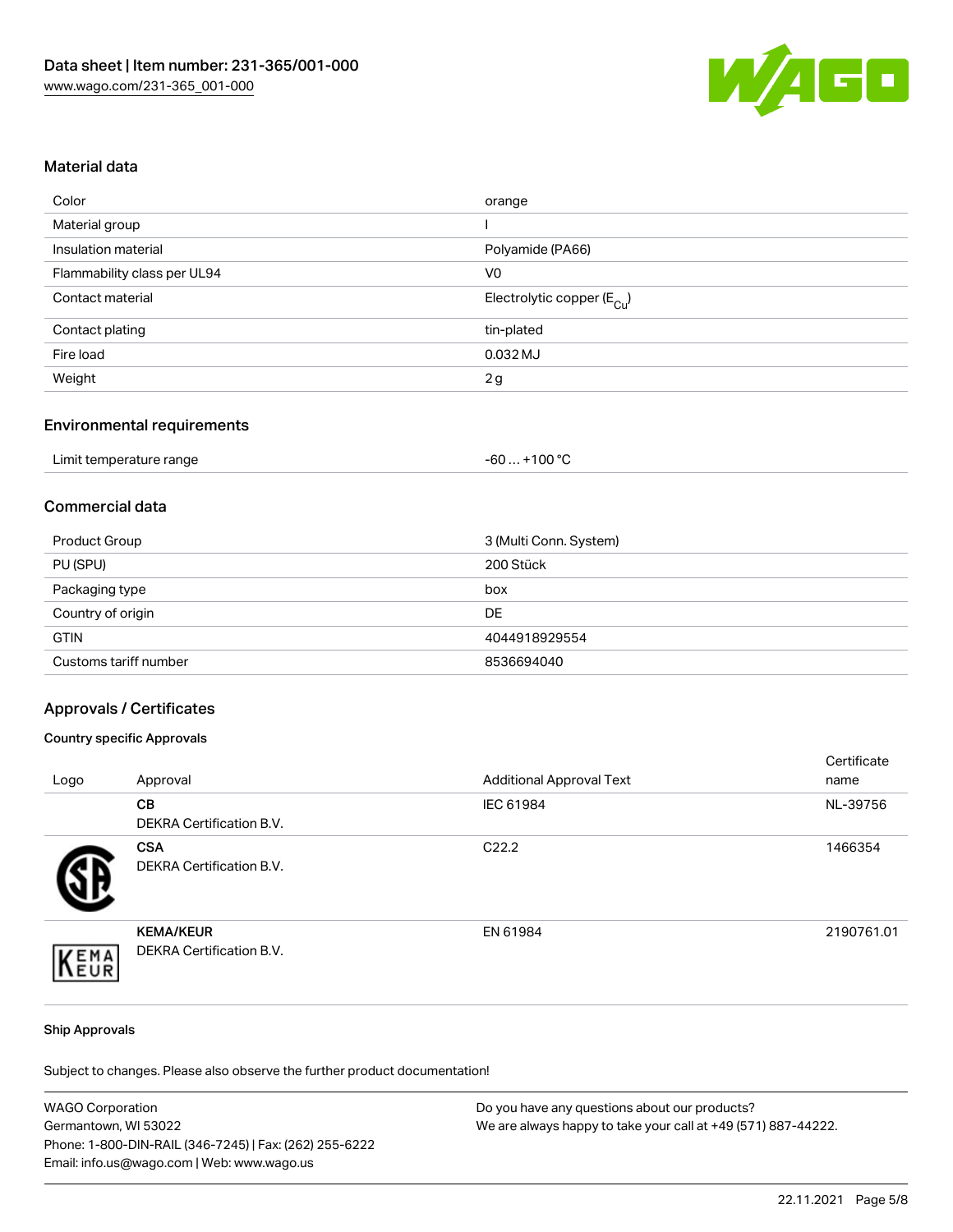## Material data

| | |
|---|---|
| Color | orange |
| Material group | I |
| Insulation material | Polyamide (PA66) |
| Flammability class per UL94 | V0 |
| Contact material | Electrolytic copper ($E_{Cu}$) |
| Contact plating | tin-plated |
| Fire load | 0.032 MJ |
| Weight | 2 g |

## Environmental requirements

| | |
|---|---|
| Limit temperature range | -60 … +100 °C |

## Commercial data

| | |
|---|---|
| Product Group | 3 (Multi Conn. System) |
| PU (SPU) | 200 Stück |
| Packaging type | box |
| Country of origin | DE |
| GTIN | 4044918929554 |
| Customs tariff number | 8536694040 |

## Approvals / Certificates

### Country specific Approvals

| Logo | Approval | Additional Approval Text | Certificate name |
|---|---|---|---|
| | **CB** DEKRA Certification B.V. | IEC 61984 | NL-39756 |
| | **CSA** DEKRA Certification B.V. | C22.2 | 1466354 |
| | **KEMA/KEUR** DEKRA Certification B.V. | EN 61984 | 2190761.01 |

### Ship Approvals

Subject to changes. Please also observe the further product documentation!

WAGO Corporation
Germantown, WI 53022
Phone: 1-800-DIN-RAIL (346-7245) | Fax: (262) 255-6222
Email: info.us@wago.com | Web: www.wago.us

Do you have any questions about our products?
We are always happy to take your call at +49 (571) 887-44222.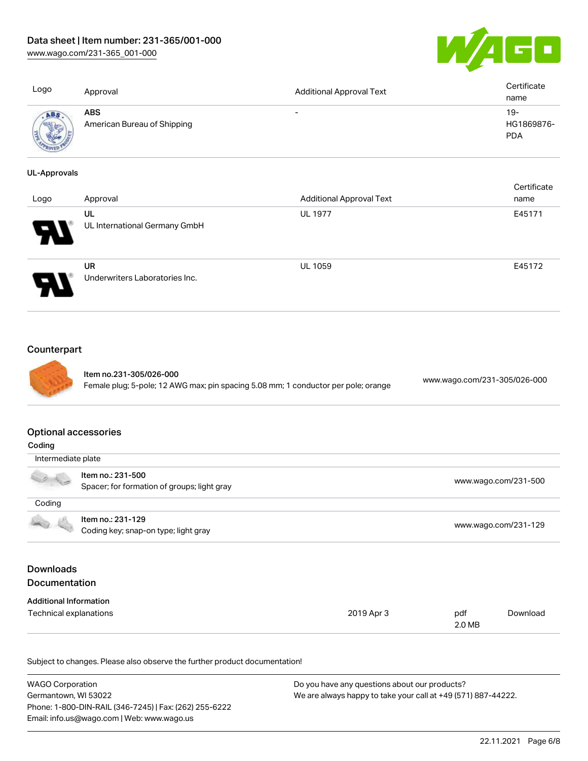| Logo | Approval | Additional Approval Text | Certificate name |
|---|---|---|---|
| | **ABS**<br>American Bureau of Shipping | - | 19-HG1869876-PDA |

### UL-Approvals

| Logo | Approval | Additional Approval Text | Certificate name |
|---|---|---|---|
| | **UL**<br>UL International Germany GmbH | UL 1977 | E45171 |
| | **UR**<br>Underwriters Laboratories Inc. | UL 1059 | E45172 |

## Counterpart

| Item | Link |
|---|---|
| **Item no.231-305/026-000**<br>Female plug; 5-pole; 12 AWG max; pin spacing 5.08 mm; 1 conductor per pole; orange | www.wago.com/231-305/026-000 |

## Optional accessories

**Coding**

| Intermediate plate | |
|---|---|
| **Item no.: 231-500**<br>Spacer; for formation of groups; light gray | www.wago.com/231-500 |

| Coding | |
|---|---|
| **Item no.: 231-129**<br>Coding key; snap-on type; light gray | www.wago.com/231-129 |

## Downloads

## Documentation

**Additional Information**

| | | | |
|---|---|---|---|
| Technical explanations | 2019 Apr 3 | pdf<br>2.0 MB | Download |

Subject to changes. Please also observe the further product documentation!

WAGO Corporation
Germantown, WI 53022
Phone: 1-800-DIN-RAIL (346-7245) | Fax: (262) 255-6222
Email: info.us@wago.com | Web: www.wago.us

Do you have any questions about our products?
We are always happy to take your call at +49 (571) 887-44222.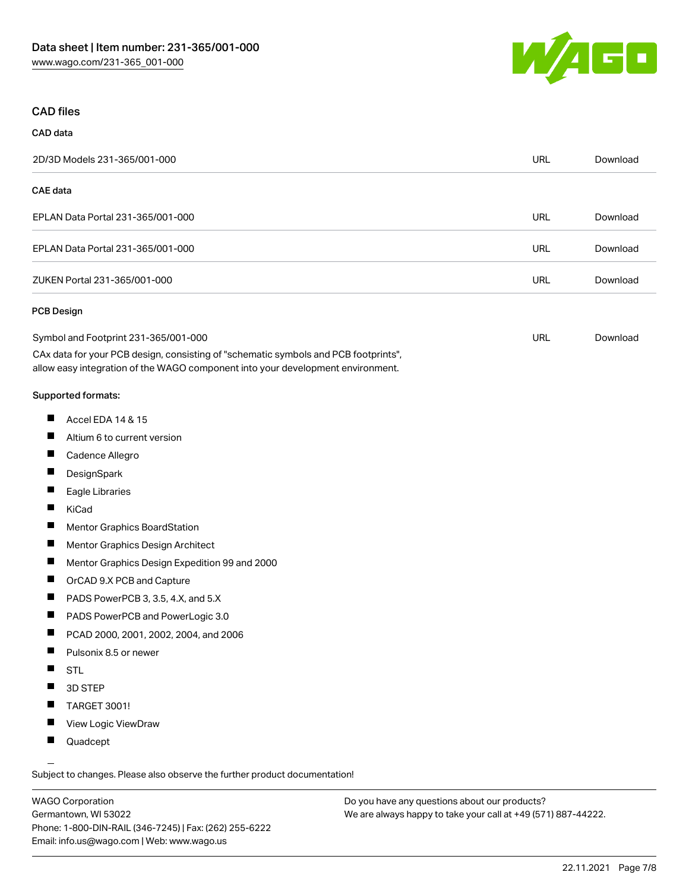## CAD files

### CAD data

| 2D/3D Models 231-365/001-000 | URL | Download |
| --- | --- | --- |

### CAE data

| | | |
| --- | --- | --- |
| EPLAN Data Portal 231-365/001-000 | URL | Download |
| EPLAN Data Portal 231-365/001-000 | URL | Download |
| ZUKEN Portal 231-365/001-000 | URL | Download |

### PCB Design

| Symbol and Footprint 231-365/001-000 | URL | Download |
| --- | --- | --- |

CAx data for your PCB design, consisting of "schematic symbols and PCB footprints", allow easy integration of the WAGO component into your development environment.

**Supported formats:**

- Accel EDA 14 & 15
- Altium 6 to current version
- Cadence Allegro
- DesignSpark
- Eagle Libraries
- KiCad
- Mentor Graphics BoardStation
- Mentor Graphics Design Architect
- Mentor Graphics Design Expedition 99 and 2000
- OrCAD 9.X PCB and Capture
- PADS PowerPCB 3, 3.5, 4.X, and 5.X
- PADS PowerPCB and PowerLogic 3.0
- PCAD 2000, 2001, 2002, 2004, and 2006
- Pulsonix 8.5 or newer
- STL
- 3D STEP
- TARGET 3001!
- View Logic ViewDraw
- Quadcept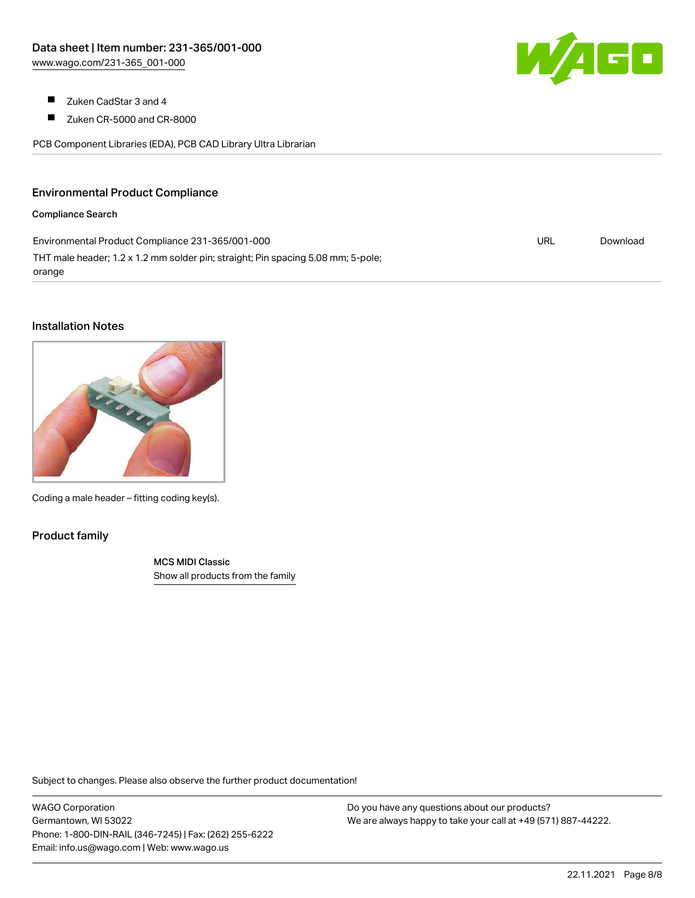- Zuken CadStar 3 and 4
- Zuken CR-5000 and CR-8000

PCB Component Libraries (EDA), PCB CAD Library Ultra Librarian

## Environmental Product Compliance

### Compliance Search

| | | |
|---|---|---|
| Environmental Product Compliance 231-365/001-000<br>THT male header; 1.2 x 1.2 mm solder pin; straight; Pin spacing 5.08 mm; 5-pole; orange | URL | Download |

## Installation Notes

Coding a male header – fitting coding key(s).

## Product family

MCS MIDI Classic
Show all products from the family

Subject to changes. Please also observe the further product documentation!

WAGO Corporation
Germantown, WI 53022
Phone: 1-800-DIN-RAIL (346-7245) | Fax: (262) 255-6222
Email: info.us@wago.com | Web: www.wago.us

Do you have any questions about our products?
We are always happy to take your call at +49 (571) 887-44222.